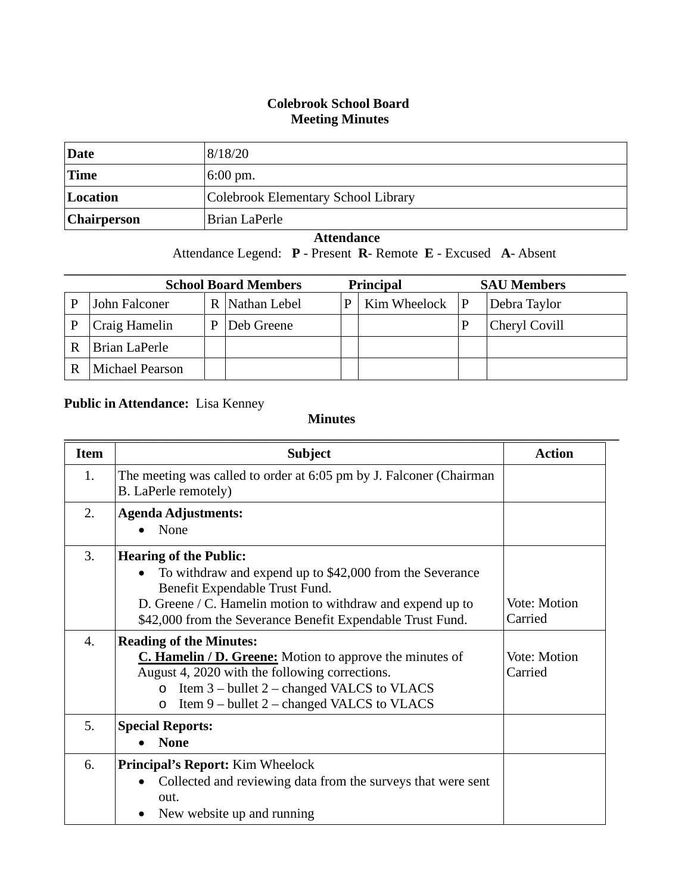# Colebrook School Board
## Meeting Minutes

| | |
|---|---|
| **Date** | 8/18/20 |
| **Time** | 6:00 pm. |
| **Location** | Colebrook Elementary School Library |
| **Chairperson** | Brian LaPerle |

### Attendance

Attendance Legend: **P** - Present **R**- Remote **E** - Excused **A**- Absent

| School Board Members | | | | Principal | | SAU Members | |
|---|---|---|---|---|---|---|---|
| P | John Falconer | R | Nathan Lebel | P | Kim Wheelock | P | Debra Taylor |
| P | Craig Hamelin | P | Deb Greene | | | P | Cheryl Covill |
| R | Brian LaPerle | | | | | | |
| R | Michael Pearson | | | | | | |

**Public in Attendance:** Lisa Kenney

### Minutes

| Item | Subject | Action |
|---|---|---|
| 1. | The meeting was called to order at 6:05 pm by J. Falconer (Chairman B. LaPerle remotely) | |
| 2. | **Agenda Adjustments:**<br>• None | |
| 3. | **Hearing of the Public:**<br>• To withdraw and expend up to $42,000 from the Severance Benefit Expendable Trust Fund.<br>D. Greene / C. Hamelin motion to withdraw and expend up to $42,000 from the Severance Benefit Expendable Trust Fund. | Vote: Motion Carried |
| 4. | **Reading of the Minutes:**<br>**C. Hamelin / D. Greene:** Motion to approve the minutes of August 4, 2020 with the following corrections.<br>o Item 3 – bullet 2 – changed VALCS to VLACS<br>o Item 9 – bullet 2 – changed VALCS to VLACS | Vote: Motion Carried |
| 5. | **Special Reports:**<br>• **None** | |
| 6. | **Principal's Report:** Kim Wheelock<br>• Collected and reviewing data from the surveys that were sent out.<br>• New website up and running | |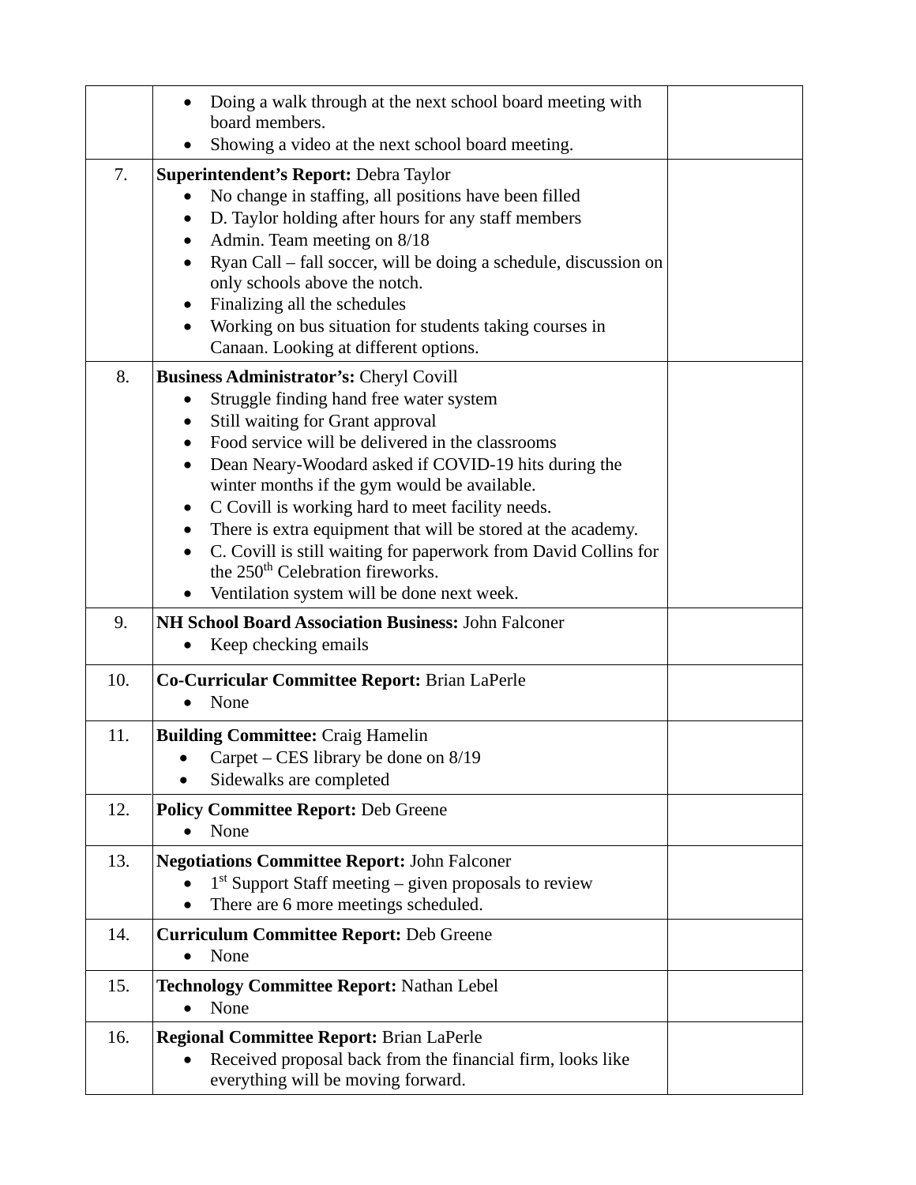| | | |
|---|---|---|
| | • Doing a walk through at the next school board meeting with board members.<br>• Showing a video at the next school board meeting. | |
| 7. | **Superintendent's Report:** Debra Taylor<br>• No change in staffing, all positions have been filled<br>• D. Taylor holding after hours for any staff members<br>• Admin. Team meeting on 8/18<br>• Ryan Call – fall soccer, will be doing a schedule, discussion on only schools above the notch.<br>• Finalizing all the schedules<br>• Working on bus situation for students taking courses in Canaan. Looking at different options. | |
| 8. | **Business Administrator's:** Cheryl Covill<br>• Struggle finding hand free water system<br>• Still waiting for Grant approval<br>• Food service will be delivered in the classrooms<br>• Dean Neary-Woodard asked if COVID-19 hits during the winter months if the gym would be available.<br>• C Covill is working hard to meet facility needs.<br>• There is extra equipment that will be stored at the academy.<br>• C. Covill is still waiting for paperwork from David Collins for the 250th Celebration fireworks.<br>• Ventilation system will be done next week. | |
| 9. | **NH School Board Association Business:** John Falconer<br>• Keep checking emails | |
| 10. | **Co-Curricular Committee Report:** Brian LaPerle<br>• None | |
| 11. | **Building Committee:** Craig Hamelin<br>• Carpet – CES library be done on 8/19<br>• Sidewalks are completed | |
| 12. | **Policy Committee Report:** Deb Greene<br>• None | |
| 13. | **Negotiations Committee Report:** John Falconer<br>• 1st Support Staff meeting – given proposals to review<br>• There are 6 more meetings scheduled. | |
| 14. | **Curriculum Committee Report:** Deb Greene<br>• None | |
| 15. | **Technology Committee Report:** Nathan Lebel<br>• None | |
| 16. | **Regional Committee Report:** Brian LaPerle<br>• Received proposal back from the financial firm, looks like everything will be moving forward. | |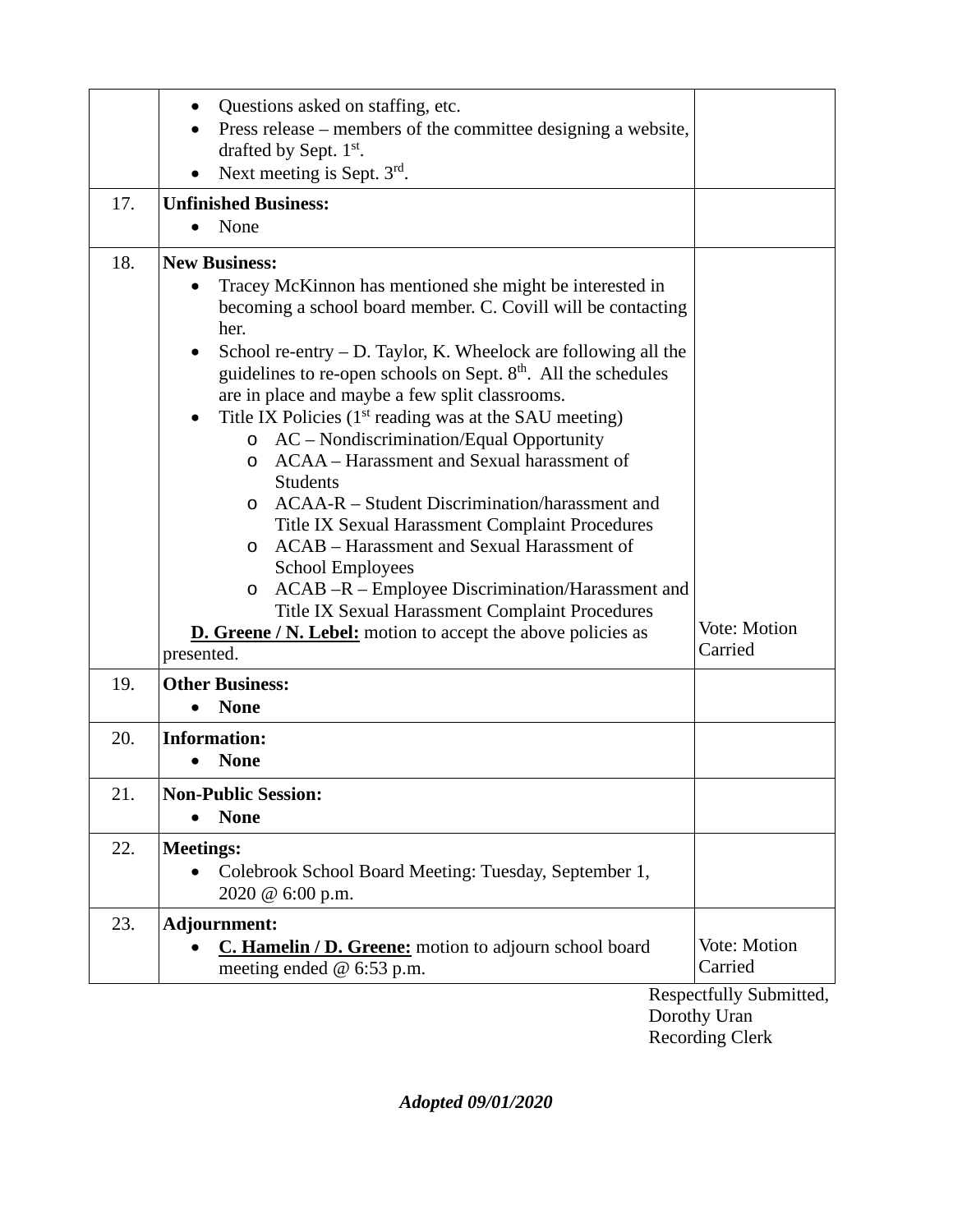| | | |
|---|---|---|
| | • Questions asked on staffing, etc.<br>• Press release – members of the committee designing a website, drafted by Sept. 1st.<br>• Next meeting is Sept. 3rd. | |
| 17. | **Unfinished Business:**<br>• None | |
| 18. | **New Business:**<br>• Tracey McKinnon has mentioned she might be interested in becoming a school board member. C. Covill will be contacting her.<br>• School re-entry – D. Taylor, K. Wheelock are following all the guidelines to re-open schools on Sept. 8th. All the schedules are in place and maybe a few split classrooms.<br>• Title IX Policies (1st reading was at the SAU meeting)<br>  o AC – Nondiscrimination/Equal Opportunity<br>  o ACAA – Harassment and Sexual harassment of Students<br>  o ACAA-R – Student Discrimination/harassment and Title IX Sexual Harassment Complaint Procedures<br>  o ACAB – Harassment and Sexual Harassment of School Employees<br>  o ACAB –R – Employee Discrimination/Harassment and Title IX Sexual Harassment Complaint Procedures<br>**D. Greene / N. Lebel:** motion to accept the above policies as presented. | Vote: Motion Carried |
| 19. | **Other Business:**<br>• **None** | |
| 20. | **Information:**<br>• **None** | |
| 21. | **Non-Public Session:**<br>• **None** | |
| 22. | **Meetings:**<br>• Colebrook School Board Meeting: Tuesday, September 1, 2020 @ 6:00 p.m. | |
| 23. | **Adjournment:**<br>• **C. Hamelin / D. Greene:** motion to adjourn school board meeting ended @ 6:53 p.m. | Vote: Motion Carried |

Respectfully Submitted,
Dorothy Uran
Recording Clerk

***Adopted 09/01/2020***